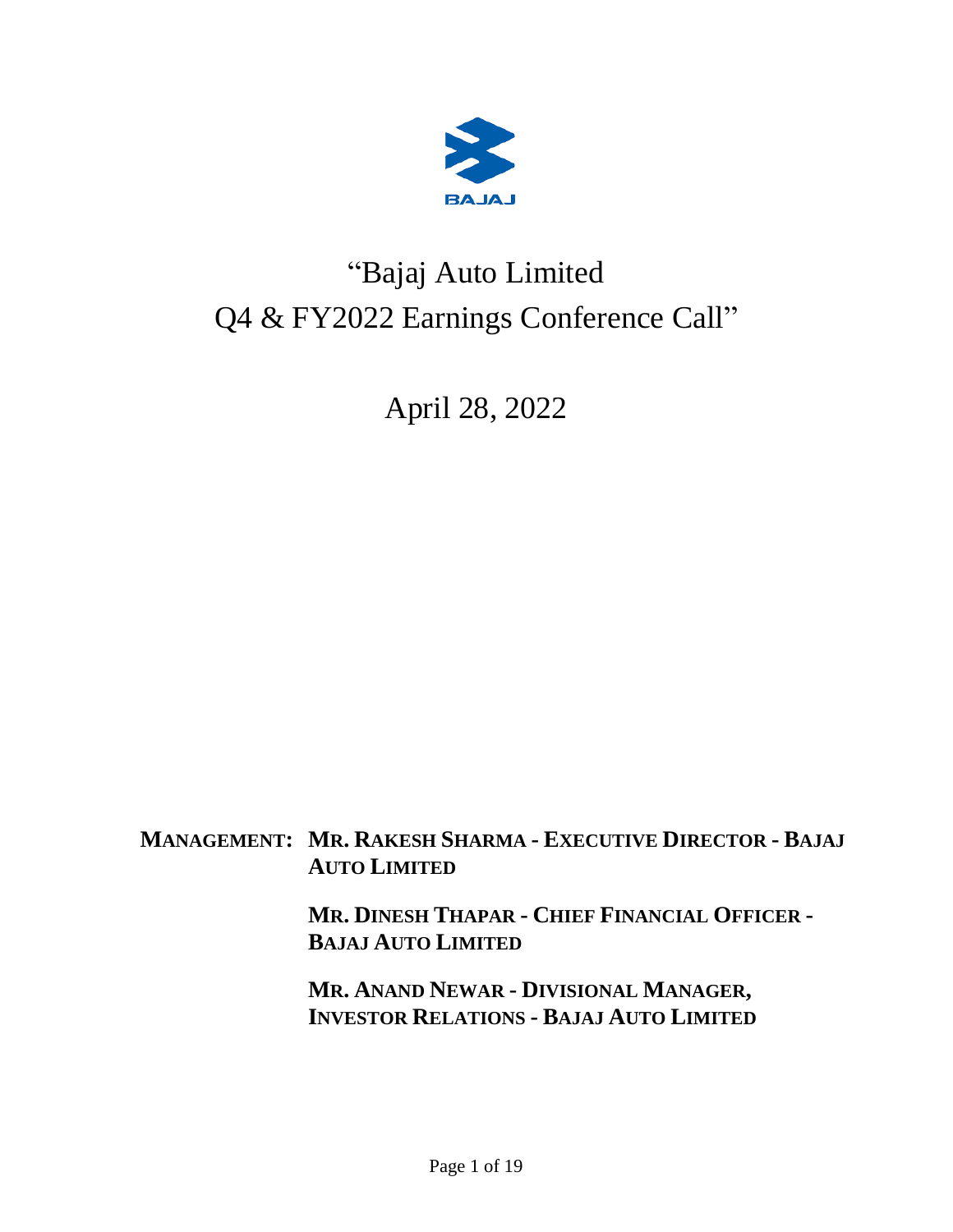# "Bajaj Auto Limited
# Q4 & FY2022 Earnings Conference Call"

## April 28, 2022

**MANAGEMENT: MR. RAKESH SHARMA - EXECUTIVE DIRECTOR - BAJAJ AUTO LIMITED**

**MR. DINESH THAPAR - CHIEF FINANCIAL OFFICER - BAJAJ AUTO LIMITED**

**MR. ANAND NEWAR - DIVISIONAL MANAGER, INVESTOR RELATIONS - BAJAJ AUTO LIMITED**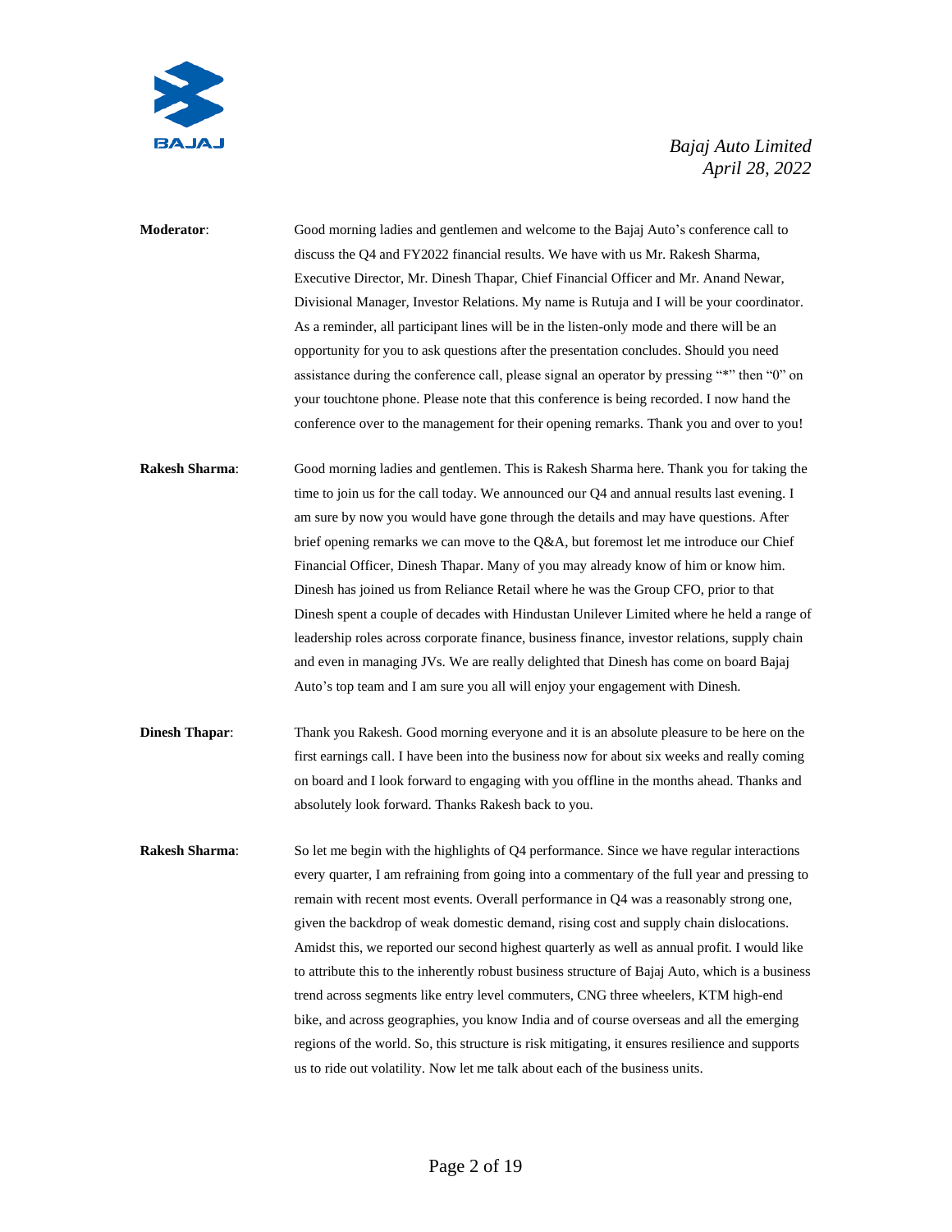**Moderator**: Good morning ladies and gentlemen and welcome to the Bajaj Auto's conference call to discuss the Q4 and FY2022 financial results. We have with us Mr. Rakesh Sharma, Executive Director, Mr. Dinesh Thapar, Chief Financial Officer and Mr. Anand Newar, Divisional Manager, Investor Relations. My name is Rutuja and I will be your coordinator. As a reminder, all participant lines will be in the listen-only mode and there will be an opportunity for you to ask questions after the presentation concludes. Should you need assistance during the conference call, please signal an operator by pressing "*" then "0" on your touchtone phone. Please note that this conference is being recorded. I now hand the conference over to the management for their opening remarks. Thank you and over to you!

**Rakesh Sharma**: Good morning ladies and gentlemen. This is Rakesh Sharma here. Thank you for taking the time to join us for the call today. We announced our Q4 and annual results last evening. I am sure by now you would have gone through the details and may have questions. After brief opening remarks we can move to the Q&A, but foremost let me introduce our Chief Financial Officer, Dinesh Thapar. Many of you may already know of him or know him. Dinesh has joined us from Reliance Retail where he was the Group CFO, prior to that Dinesh spent a couple of decades with Hindustan Unilever Limited where he held a range of leadership roles across corporate finance, business finance, investor relations, supply chain and even in managing JVs. We are really delighted that Dinesh has come on board Bajaj Auto's top team and I am sure you all will enjoy your engagement with Dinesh.

**Dinesh Thapar**: Thank you Rakesh. Good morning everyone and it is an absolute pleasure to be here on the first earnings call. I have been into the business now for about six weeks and really coming on board and I look forward to engaging with you offline in the months ahead. Thanks and absolutely look forward. Thanks Rakesh back to you.

**Rakesh Sharma**: So let me begin with the highlights of Q4 performance. Since we have regular interactions every quarter, I am refraining from going into a commentary of the full year and pressing to remain with recent most events. Overall performance in Q4 was a reasonably strong one, given the backdrop of weak domestic demand, rising cost and supply chain dislocations. Amidst this, we reported our second highest quarterly as well as annual profit. I would like to attribute this to the inherently robust business structure of Bajaj Auto, which is a business trend across segments like entry level commuters, CNG three wheelers, KTM high-end bike, and across geographies, you know India and of course overseas and all the emerging regions of the world. So, this structure is risk mitigating, it ensures resilience and supports us to ride out volatility. Now let me talk about each of the business units.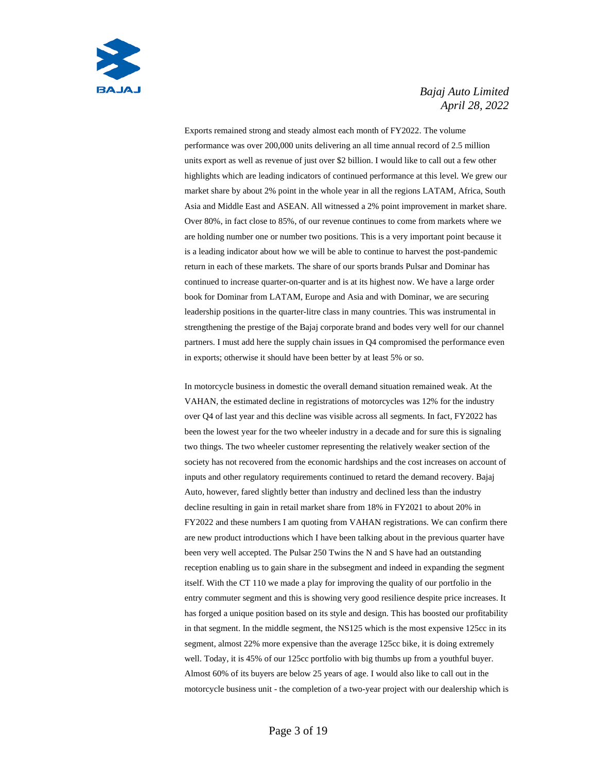Exports remained strong and steady almost each month of FY2022. The volume performance was over 200,000 units delivering an all time annual record of 2.5 million units export as well as revenue of just over $2 billion. I would like to call out a few other highlights which are leading indicators of continued performance at this level. We grew our market share by about 2% point in the whole year in all the regions LATAM, Africa, South Asia and Middle East and ASEAN. All witnessed a 2% point improvement in market share. Over 80%, in fact close to 85%, of our revenue continues to come from markets where we are holding number one or number two positions. This is a very important point because it is a leading indicator about how we will be able to continue to harvest the post-pandemic return in each of these markets. The share of our sports brands Pulsar and Dominar has continued to increase quarter-on-quarter and is at its highest now. We have a large order book for Dominar from LATAM, Europe and Asia and with Dominar, we are securing leadership positions in the quarter-litre class in many countries. This was instrumental in strengthening the prestige of the Bajaj corporate brand and bodes very well for our channel partners. I must add here the supply chain issues in Q4 compromised the performance even in exports; otherwise it should have been better by at least 5% or so.

In motorcycle business in domestic the overall demand situation remained weak. At the VAHAN, the estimated decline in registrations of motorcycles was 12% for the industry over Q4 of last year and this decline was visible across all segments. In fact, FY2022 has been the lowest year for the two wheeler industry in a decade and for sure this is signaling two things. The two wheeler customer representing the relatively weaker section of the society has not recovered from the economic hardships and the cost increases on account of inputs and other regulatory requirements continued to retard the demand recovery. Bajaj Auto, however, fared slightly better than industry and declined less than the industry decline resulting in gain in retail market share from 18% in FY2021 to about 20% in FY2022 and these numbers I am quoting from VAHAN registrations. We can confirm there are new product introductions which I have been talking about in the previous quarter have been very well accepted. The Pulsar 250 Twins the N and S have had an outstanding reception enabling us to gain share in the subsegment and indeed in expanding the segment itself. With the CT 110 we made a play for improving the quality of our portfolio in the entry commuter segment and this is showing very good resilience despite price increases. It has forged a unique position based on its style and design. This has boosted our profitability in that segment. In the middle segment, the NS125 which is the most expensive 125cc in its segment, almost 22% more expensive than the average 125cc bike, it is doing extremely well. Today, it is 45% of our 125cc portfolio with big thumbs up from a youthful buyer. Almost 60% of its buyers are below 25 years of age. I would also like to call out in the motorcycle business unit - the completion of a two-year project with our dealership which is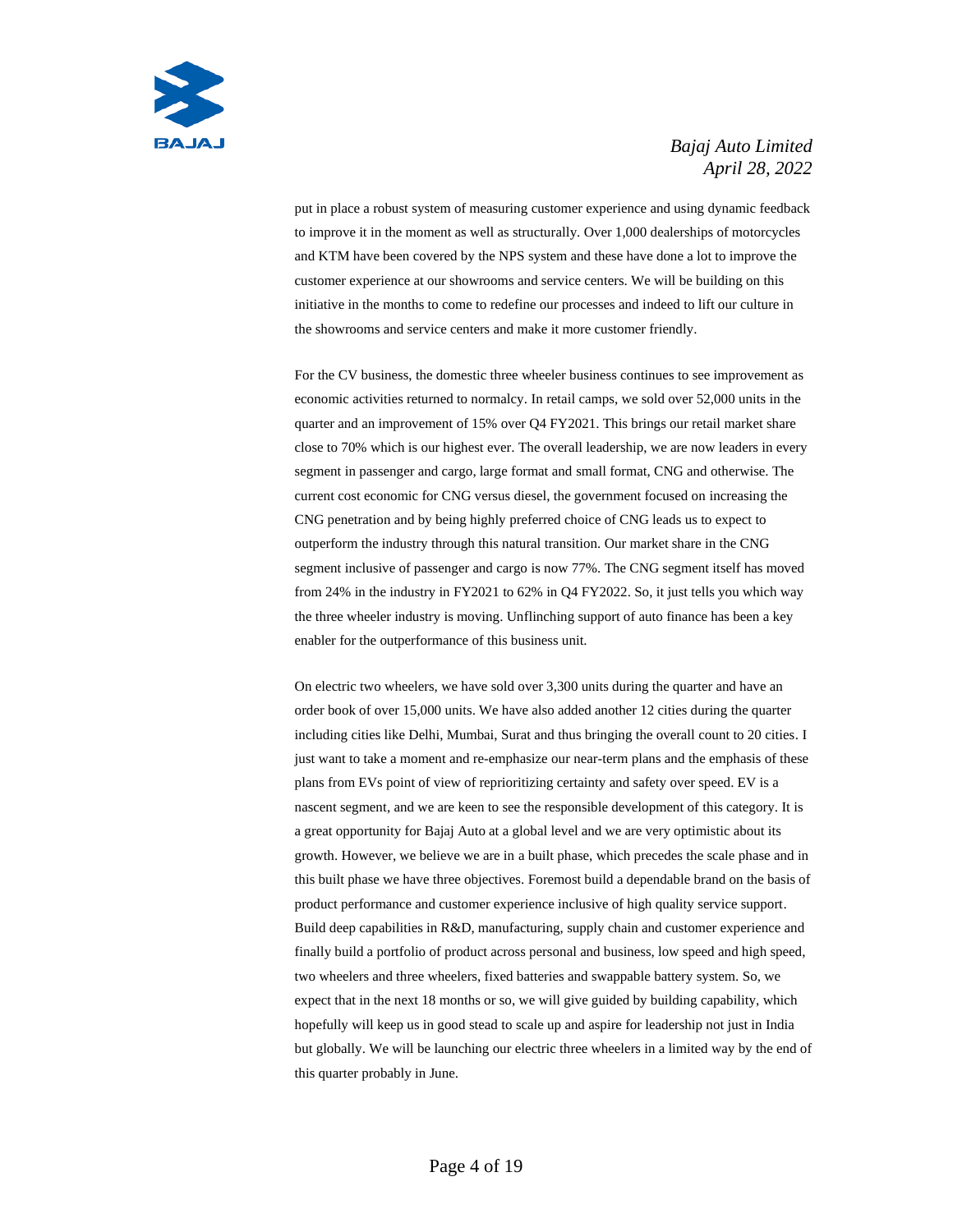put in place a robust system of measuring customer experience and using dynamic feedback to improve it in the moment as well as structurally. Over 1,000 dealerships of motorcycles and KTM have been covered by the NPS system and these have done a lot to improve the customer experience at our showrooms and service centers. We will be building on this initiative in the months to come to redefine our processes and indeed to lift our culture in the showrooms and service centers and make it more customer friendly.

For the CV business, the domestic three wheeler business continues to see improvement as economic activities returned to normalcy. In retail camps, we sold over 52,000 units in the quarter and an improvement of 15% over Q4 FY2021. This brings our retail market share close to 70% which is our highest ever. The overall leadership, we are now leaders in every segment in passenger and cargo, large format and small format, CNG and otherwise. The current cost economic for CNG versus diesel, the government focused on increasing the CNG penetration and by being highly preferred choice of CNG leads us to expect to outperform the industry through this natural transition. Our market share in the CNG segment inclusive of passenger and cargo is now 77%. The CNG segment itself has moved from 24% in the industry in FY2021 to 62% in Q4 FY2022. So, it just tells you which way the three wheeler industry is moving. Unflinching support of auto finance has been a key enabler for the outperformance of this business unit.

On electric two wheelers, we have sold over 3,300 units during the quarter and have an order book of over 15,000 units. We have also added another 12 cities during the quarter including cities like Delhi, Mumbai, Surat and thus bringing the overall count to 20 cities. I just want to take a moment and re-emphasize our near-term plans and the emphasis of these plans from EVs point of view of reprioritizing certainty and safety over speed. EV is a nascent segment, and we are keen to see the responsible development of this category. It is a great opportunity for Bajaj Auto at a global level and we are very optimistic about its growth. However, we believe we are in a built phase, which precedes the scale phase and in this built phase we have three objectives. Foremost build a dependable brand on the basis of product performance and customer experience inclusive of high quality service support. Build deep capabilities in R&D, manufacturing, supply chain and customer experience and finally build a portfolio of product across personal and business, low speed and high speed, two wheelers and three wheelers, fixed batteries and swappable battery system. So, we expect that in the next 18 months or so, we will give guided by building capability, which hopefully will keep us in good stead to scale up and aspire for leadership not just in India but globally. We will be launching our electric three wheelers in a limited way by the end of this quarter probably in June.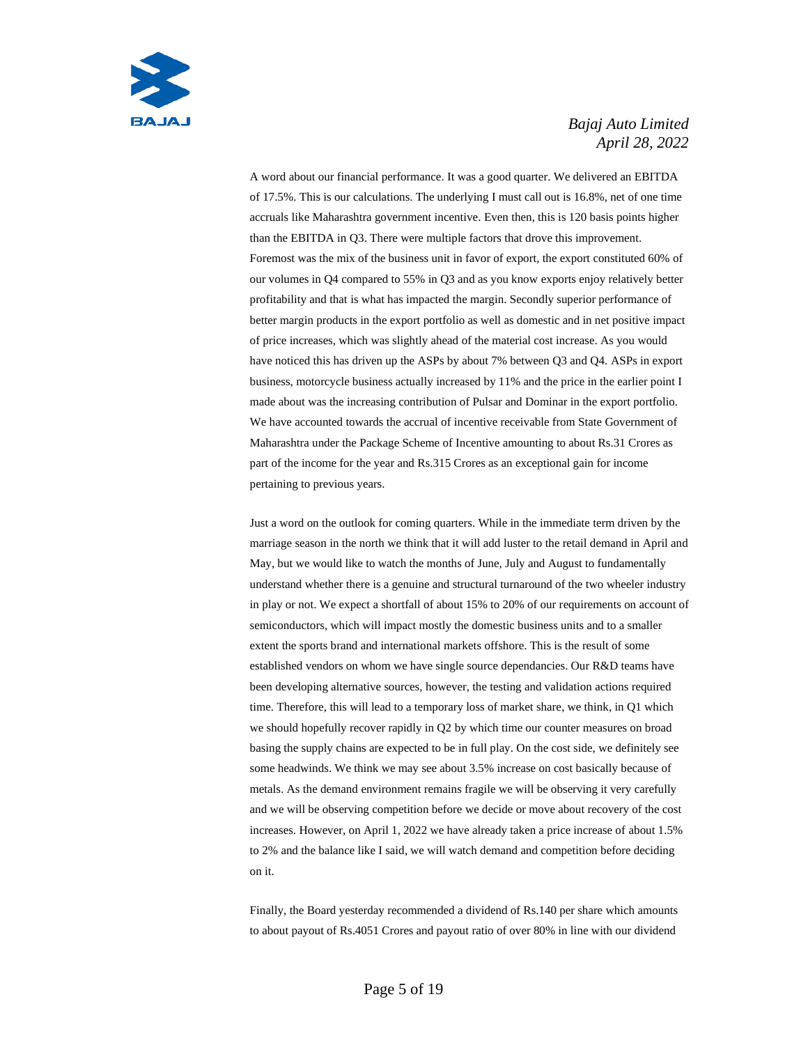A word about our financial performance. It was a good quarter. We delivered an EBITDA of 17.5%. This is our calculations. The underlying I must call out is 16.8%, net of one time accruals like Maharashtra government incentive. Even then, this is 120 basis points higher than the EBITDA in Q3. There were multiple factors that drove this improvement. Foremost was the mix of the business unit in favor of export, the export constituted 60% of our volumes in Q4 compared to 55% in Q3 and as you know exports enjoy relatively better profitability and that is what has impacted the margin. Secondly superior performance of better margin products in the export portfolio as well as domestic and in net positive impact of price increases, which was slightly ahead of the material cost increase. As you would have noticed this has driven up the ASPs by about 7% between Q3 and Q4. ASPs in export business, motorcycle business actually increased by 11% and the price in the earlier point I made about was the increasing contribution of Pulsar and Dominar in the export portfolio. We have accounted towards the accrual of incentive receivable from State Government of Maharashtra under the Package Scheme of Incentive amounting to about Rs.31 Crores as part of the income for the year and Rs.315 Crores as an exceptional gain for income pertaining to previous years.

Just a word on the outlook for coming quarters. While in the immediate term driven by the marriage season in the north we think that it will add luster to the retail demand in April and May, but we would like to watch the months of June, July and August to fundamentally understand whether there is a genuine and structural turnaround of the two wheeler industry in play or not. We expect a shortfall of about 15% to 20% of our requirements on account of semiconductors, which will impact mostly the domestic business units and to a smaller extent the sports brand and international markets offshore. This is the result of some established vendors on whom we have single source dependancies. Our R&D teams have been developing alternative sources, however, the testing and validation actions required time. Therefore, this will lead to a temporary loss of market share, we think, in Q1 which we should hopefully recover rapidly in Q2 by which time our counter measures on broad basing the supply chains are expected to be in full play. On the cost side, we definitely see some headwinds. We think we may see about 3.5% increase on cost basically because of metals. As the demand environment remains fragile we will be observing it very carefully and we will be observing competition before we decide or move about recovery of the cost increases. However, on April 1, 2022 we have already taken a price increase of about 1.5% to 2% and the balance like I said, we will watch demand and competition before deciding on it.

Finally, the Board yesterday recommended a dividend of Rs.140 per share which amounts to about payout of Rs.4051 Crores and payout ratio of over 80% in line with our dividend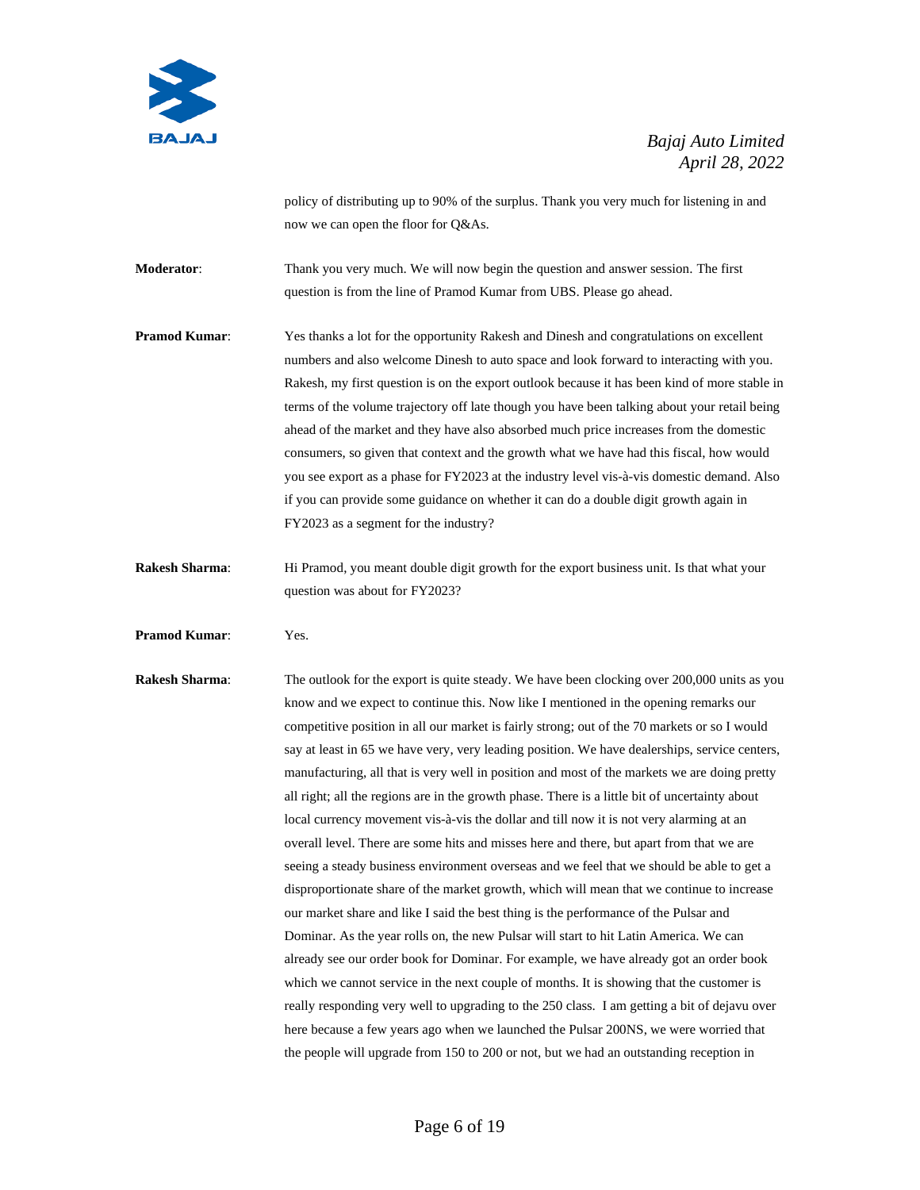policy of distributing up to 90% of the surplus. Thank you very much for listening in and now we can open the floor for Q&As.

**Moderator**: Thank you very much. We will now begin the question and answer session. The first question is from the line of Pramod Kumar from UBS. Please go ahead.

**Pramod Kumar**: Yes thanks a lot for the opportunity Rakesh and Dinesh and congratulations on excellent numbers and also welcome Dinesh to auto space and look forward to interacting with you. Rakesh, my first question is on the export outlook because it has been kind of more stable in terms of the volume trajectory off late though you have been talking about your retail being ahead of the market and they have also absorbed much price increases from the domestic consumers, so given that context and the growth what we have had this fiscal, how would you see export as a phase for FY2023 at the industry level vis-à-vis domestic demand. Also if you can provide some guidance on whether it can do a double digit growth again in FY2023 as a segment for the industry?

**Rakesh Sharma**: Hi Pramod, you meant double digit growth for the export business unit. Is that what your question was about for FY2023?

**Pramod Kumar**: Yes.

**Rakesh Sharma**: The outlook for the export is quite steady. We have been clocking over 200,000 units as you know and we expect to continue this. Now like I mentioned in the opening remarks our competitive position in all our market is fairly strong; out of the 70 markets or so I would say at least in 65 we have very, very leading position. We have dealerships, service centers, manufacturing, all that is very well in position and most of the markets we are doing pretty all right; all the regions are in the growth phase. There is a little bit of uncertainty about local currency movement vis-à-vis the dollar and till now it is not very alarming at an overall level. There are some hits and misses here and there, but apart from that we are seeing a steady business environment overseas and we feel that we should be able to get a disproportionate share of the market growth, which will mean that we continue to increase our market share and like I said the best thing is the performance of the Pulsar and Dominar. As the year rolls on, the new Pulsar will start to hit Latin America. We can already see our order book for Dominar. For example, we have already got an order book which we cannot service in the next couple of months. It is showing that the customer is really responding very well to upgrading to the 250 class. I am getting a bit of dejavu over here because a few years ago when we launched the Pulsar 200NS, we were worried that the people will upgrade from 150 to 200 or not, but we had an outstanding reception in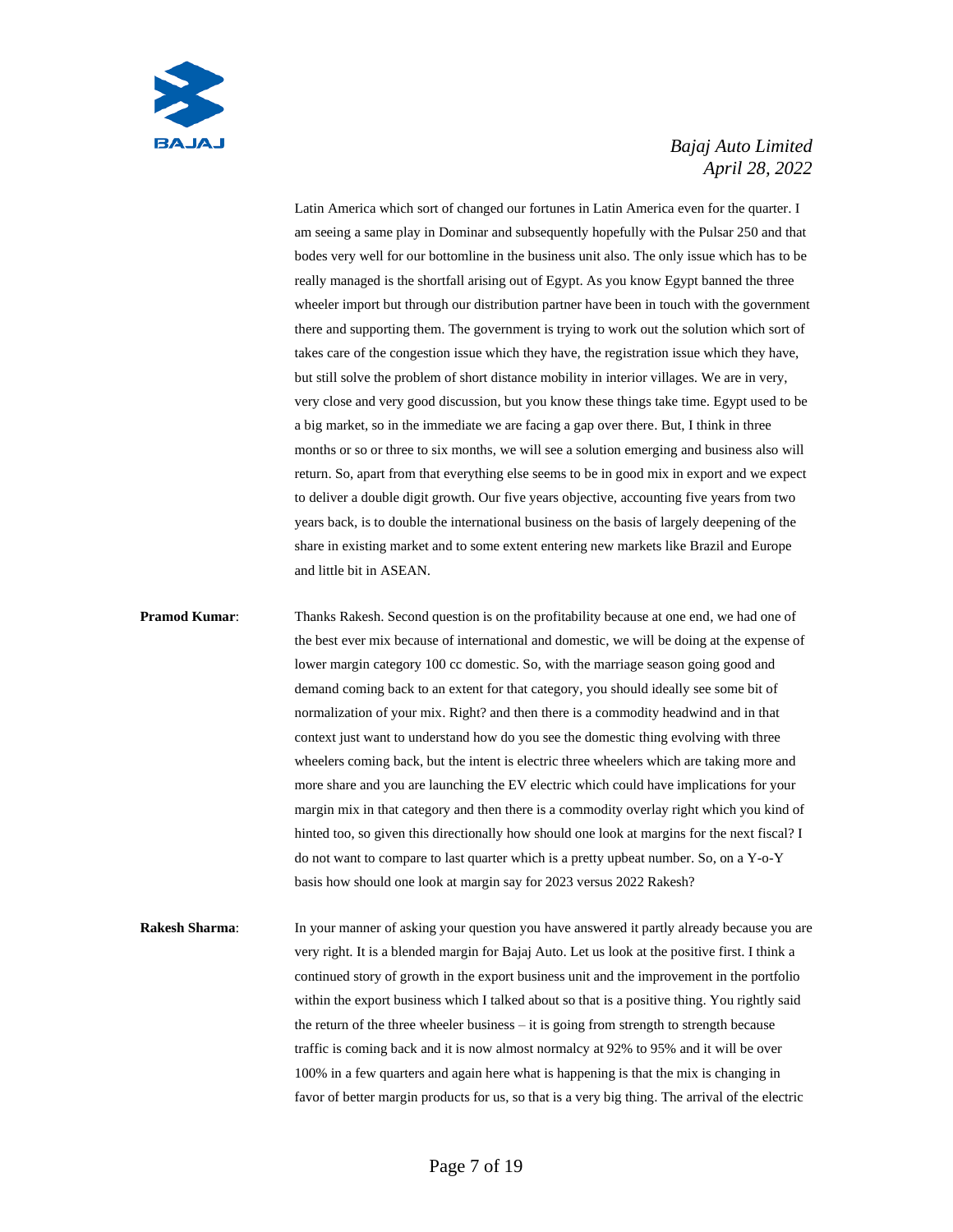Latin America which sort of changed our fortunes in Latin America even for the quarter. I am seeing a same play in Dominar and subsequently hopefully with the Pulsar 250 and that bodes very well for our bottomline in the business unit also. The only issue which has to be really managed is the shortfall arising out of Egypt. As you know Egypt banned the three wheeler import but through our distribution partner have been in touch with the government there and supporting them. The government is trying to work out the solution which sort of takes care of the congestion issue which they have, the registration issue which they have, but still solve the problem of short distance mobility in interior villages. We are in very, very close and very good discussion, but you know these things take time. Egypt used to be a big market, so in the immediate we are facing a gap over there. But, I think in three months or so or three to six months, we will see a solution emerging and business also will return. So, apart from that everything else seems to be in good mix in export and we expect to deliver a double digit growth. Our five years objective, accounting five years from two years back, is to double the international business on the basis of largely deepening of the share in existing market and to some extent entering new markets like Brazil and Europe and little bit in ASEAN.

**Pramod Kumar**: Thanks Rakesh. Second question is on the profitability because at one end, we had one of the best ever mix because of international and domestic, we will be doing at the expense of lower margin category 100 cc domestic. So, with the marriage season going good and demand coming back to an extent for that category, you should ideally see some bit of normalization of your mix. Right? and then there is a commodity headwind and in that context just want to understand how do you see the domestic thing evolving with three wheelers coming back, but the intent is electric three wheelers which are taking more and more share and you are launching the EV electric which could have implications for your margin mix in that category and then there is a commodity overlay right which you kind of hinted too, so given this directionally how should one look at margins for the next fiscal? I do not want to compare to last quarter which is a pretty upbeat number. So, on a Y-o-Y basis how should one look at margin say for 2023 versus 2022 Rakesh?

**Rakesh Sharma**: In your manner of asking your question you have answered it partly already because you are very right. It is a blended margin for Bajaj Auto. Let us look at the positive first. I think a continued story of growth in the export business unit and the improvement in the portfolio within the export business which I talked about so that is a positive thing. You rightly said the return of the three wheeler business – it is going from strength to strength because traffic is coming back and it is now almost normalcy at 92% to 95% and it will be over 100% in a few quarters and again here what is happening is that the mix is changing in favor of better margin products for us, so that is a very big thing. The arrival of the electric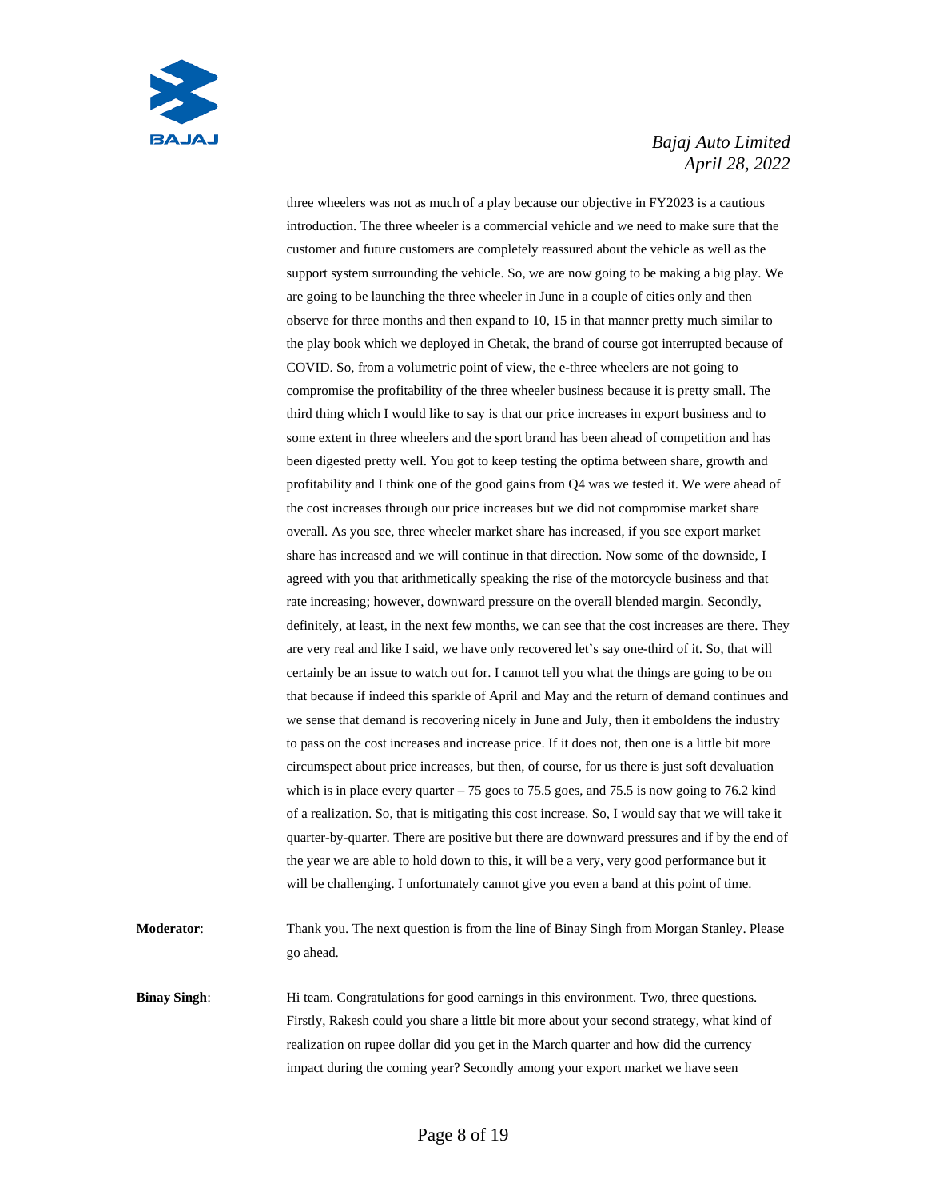three wheelers was not as much of a play because our objective in FY2023 is a cautious introduction. The three wheeler is a commercial vehicle and we need to make sure that the customer and future customers are completely reassured about the vehicle as well as the support system surrounding the vehicle. So, we are now going to be making a big play. We are going to be launching the three wheeler in June in a couple of cities only and then observe for three months and then expand to 10, 15 in that manner pretty much similar to the play book which we deployed in Chetak, the brand of course got interrupted because of COVID. So, from a volumetric point of view, the e-three wheelers are not going to compromise the profitability of the three wheeler business because it is pretty small. The third thing which I would like to say is that our price increases in export business and to some extent in three wheelers and the sport brand has been ahead of competition and has been digested pretty well. You got to keep testing the optima between share, growth and profitability and I think one of the good gains from Q4 was we tested it. We were ahead of the cost increases through our price increases but we did not compromise market share overall. As you see, three wheeler market share has increased, if you see export market share has increased and we will continue in that direction. Now some of the downside, I agreed with you that arithmetically speaking the rise of the motorcycle business and that rate increasing; however, downward pressure on the overall blended margin. Secondly, definitely, at least, in the next few months, we can see that the cost increases are there. They are very real and like I said, we have only recovered let's say one-third of it. So, that will certainly be an issue to watch out for. I cannot tell you what the things are going to be on that because if indeed this sparkle of April and May and the return of demand continues and we sense that demand is recovering nicely in June and July, then it emboldens the industry to pass on the cost increases and increase price. If it does not, then one is a little bit more circumspect about price increases, but then, of course, for us there is just soft devaluation which is in place every quarter – 75 goes to 75.5 goes, and 75.5 is now going to 76.2 kind of a realization. So, that is mitigating this cost increase. So, I would say that we will take it quarter-by-quarter. There are positive but there are downward pressures and if by the end of the year we are able to hold down to this, it will be a very, very good performance but it will be challenging. I unfortunately cannot give you even a band at this point of time.

**Moderator**: Thank you. The next question is from the line of Binay Singh from Morgan Stanley. Please go ahead.

**Binay Singh**: Hi team. Congratulations for good earnings in this environment. Two, three questions. Firstly, Rakesh could you share a little bit more about your second strategy, what kind of realization on rupee dollar did you get in the March quarter and how did the currency impact during the coming year? Secondly among your export market we have seen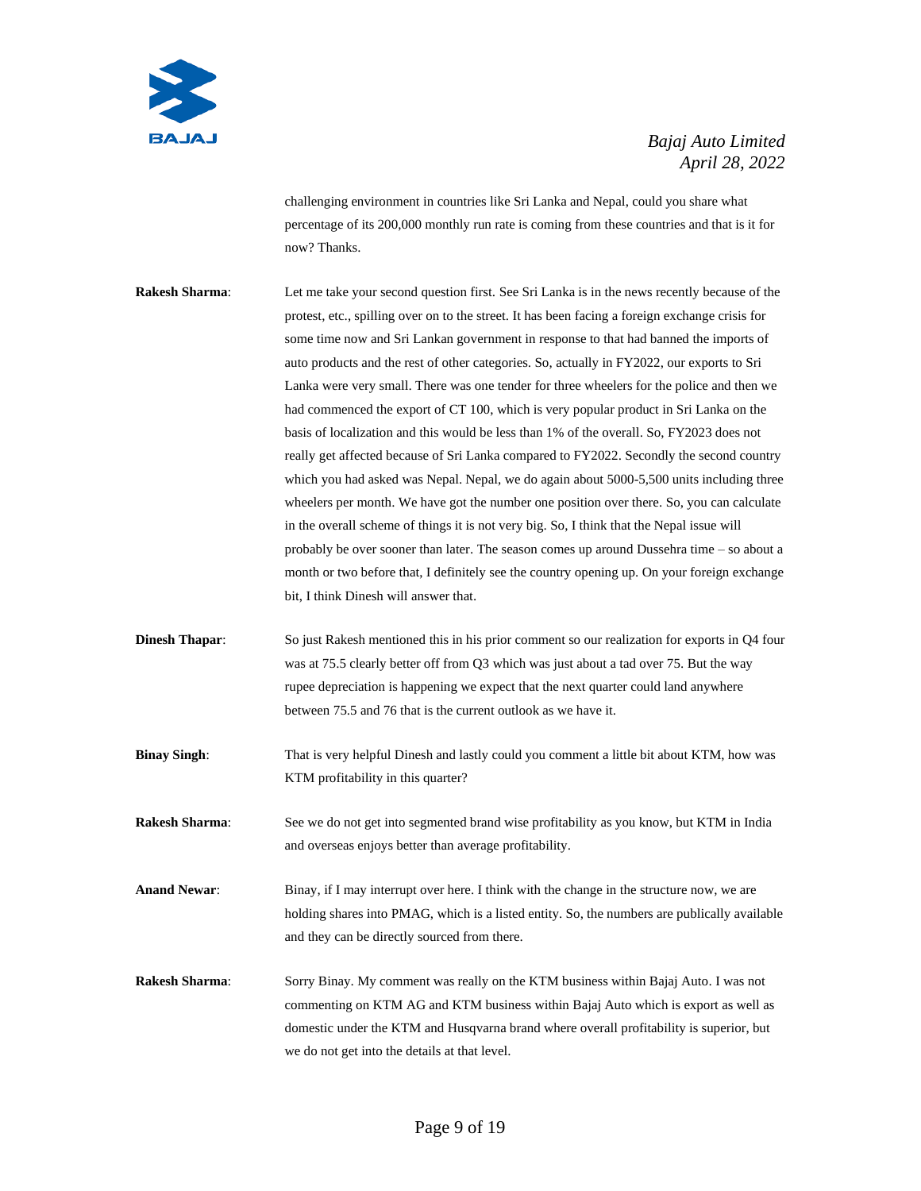challenging environment in countries like Sri Lanka and Nepal, could you share what percentage of its 200,000 monthly run rate is coming from these countries and that is it for now? Thanks.

**Rakesh Sharma**: Let me take your second question first. See Sri Lanka is in the news recently because of the protest, etc., spilling over on to the street. It has been facing a foreign exchange crisis for some time now and Sri Lankan government in response to that had banned the imports of auto products and the rest of other categories. So, actually in FY2022, our exports to Sri Lanka were very small. There was one tender for three wheelers for the police and then we had commenced the export of CT 100, which is very popular product in Sri Lanka on the basis of localization and this would be less than 1% of the overall. So, FY2023 does not really get affected because of Sri Lanka compared to FY2022. Secondly the second country which you had asked was Nepal. Nepal, we do again about 5000-5,500 units including three wheelers per month. We have got the number one position over there. So, you can calculate in the overall scheme of things it is not very big. So, I think that the Nepal issue will probably be over sooner than later. The season comes up around Dussehra time – so about a month or two before that, I definitely see the country opening up. On your foreign exchange bit, I think Dinesh will answer that.

**Dinesh Thapar**: So just Rakesh mentioned this in his prior comment so our realization for exports in Q4 four was at 75.5 clearly better off from Q3 which was just about a tad over 75. But the way rupee depreciation is happening we expect that the next quarter could land anywhere between 75.5 and 76 that is the current outlook as we have it.

**Binay Singh**: That is very helpful Dinesh and lastly could you comment a little bit about KTM, how was KTM profitability in this quarter?

**Rakesh Sharma**: See we do not get into segmented brand wise profitability as you know, but KTM in India and overseas enjoys better than average profitability.

**Anand Newar**: Binay, if I may interrupt over here. I think with the change in the structure now, we are holding shares into PMAG, which is a listed entity. So, the numbers are publically available and they can be directly sourced from there.

**Rakesh Sharma**: Sorry Binay. My comment was really on the KTM business within Bajaj Auto. I was not commenting on KTM AG and KTM business within Bajaj Auto which is export as well as domestic under the KTM and Husqvarna brand where overall profitability is superior, but we do not get into the details at that level.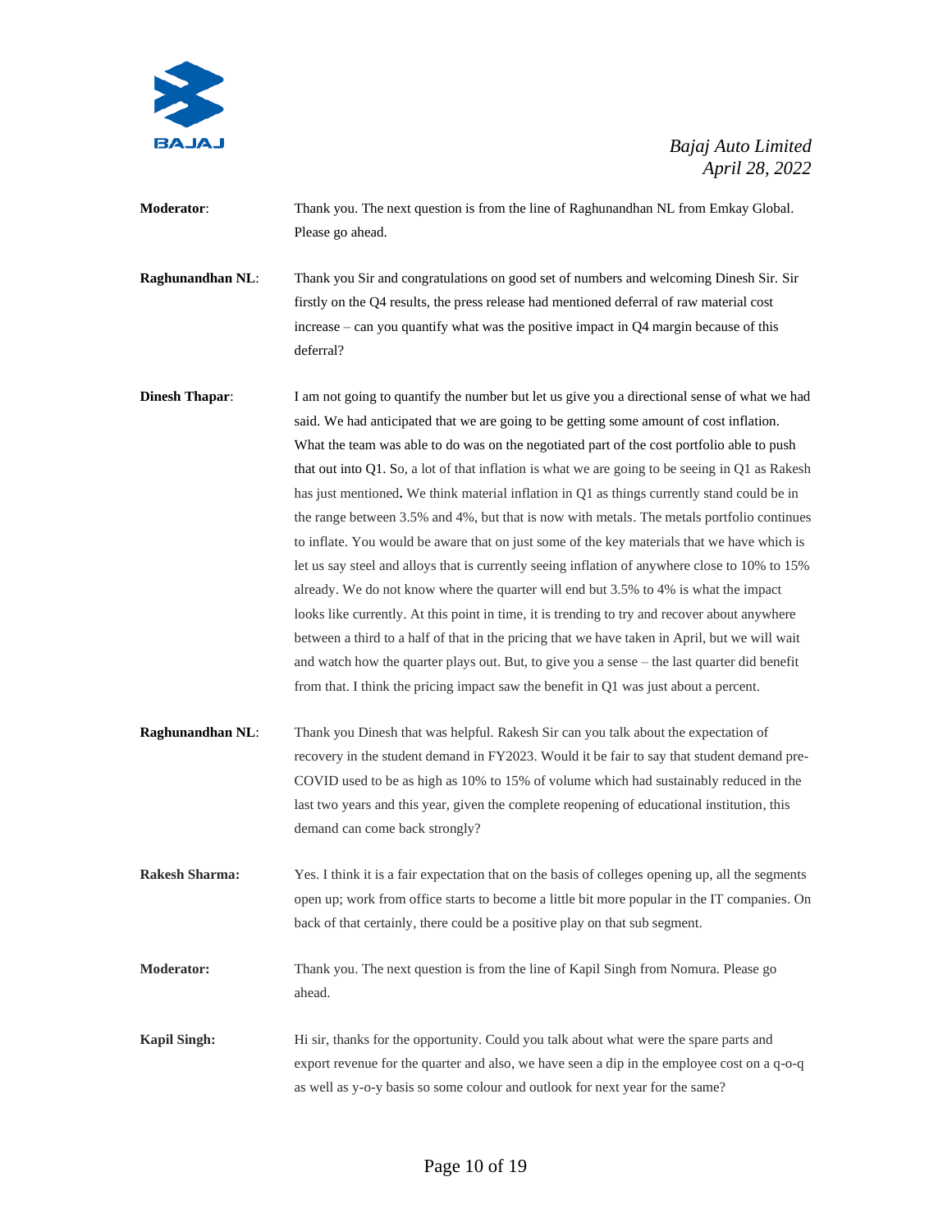**Moderator**: Thank you. The next question is from the line of Raghunandhan NL from Emkay Global. Please go ahead.

**Raghunandhan NL**: Thank you Sir and congratulations on good set of numbers and welcoming Dinesh Sir. Sir firstly on the Q4 results, the press release had mentioned deferral of raw material cost increase – can you quantify what was the positive impact in Q4 margin because of this deferral?

**Dinesh Thapar**: I am not going to quantify the number but let us give you a directional sense of what we had said. We had anticipated that we are going to be getting some amount of cost inflation. What the team was able to do was on the negotiated part of the cost portfolio able to push that out into Q1. So, a lot of that inflation is what we are going to be seeing in Q1 as Rakesh has just mentioned**.** We think material inflation in Q1 as things currently stand could be in the range between 3.5% and 4%, but that is now with metals. The metals portfolio continues to inflate. You would be aware that on just some of the key materials that we have which is let us say steel and alloys that is currently seeing inflation of anywhere close to 10% to 15% already. We do not know where the quarter will end but 3.5% to 4% is what the impact looks like currently. At this point in time, it is trending to try and recover about anywhere between a third to a half of that in the pricing that we have taken in April, but we will wait and watch how the quarter plays out. But, to give you a sense – the last quarter did benefit from that. I think the pricing impact saw the benefit in Q1 was just about a percent.

**Raghunandhan NL**: Thank you Dinesh that was helpful. Rakesh Sir can you talk about the expectation of recovery in the student demand in FY2023. Would it be fair to say that student demand pre-COVID used to be as high as 10% to 15% of volume which had sustainably reduced in the last two years and this year, given the complete reopening of educational institution, this demand can come back strongly?

**Rakesh Sharma:** Yes. I think it is a fair expectation that on the basis of colleges opening up, all the segments open up; work from office starts to become a little bit more popular in the IT companies. On back of that certainly, there could be a positive play on that sub segment.

**Moderator:** Thank you. The next question is from the line of Kapil Singh from Nomura. Please go ahead.

**Kapil Singh:** Hi sir, thanks for the opportunity. Could you talk about what were the spare parts and export revenue for the quarter and also, we have seen a dip in the employee cost on a q-o-q as well as y-o-y basis so some colour and outlook for next year for the same?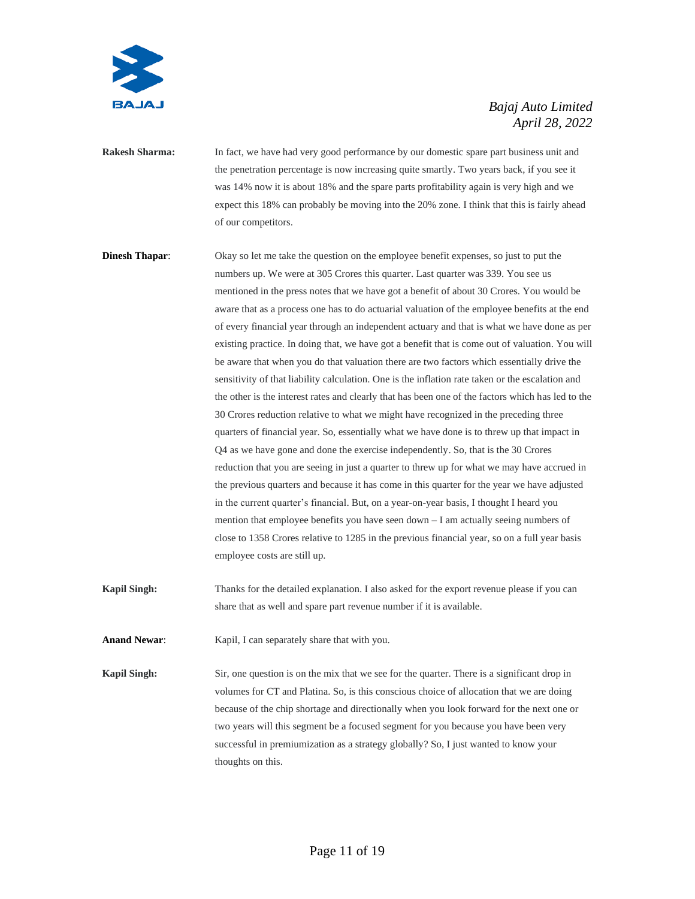**Rakesh Sharma:** In fact, we have had very good performance by our domestic spare part business unit and the penetration percentage is now increasing quite smartly. Two years back, if you see it was 14% now it is about 18% and the spare parts profitability again is very high and we expect this 18% can probably be moving into the 20% zone. I think that this is fairly ahead of our competitors.

**Dinesh Thapar**: Okay so let me take the question on the employee benefit expenses, so just to put the numbers up. We were at 305 Crores this quarter. Last quarter was 339. You see us mentioned in the press notes that we have got a benefit of about 30 Crores. You would be aware that as a process one has to do actuarial valuation of the employee benefits at the end of every financial year through an independent actuary and that is what we have done as per existing practice. In doing that, we have got a benefit that is come out of valuation. You will be aware that when you do that valuation there are two factors which essentially drive the sensitivity of that liability calculation. One is the inflation rate taken or the escalation and the other is the interest rates and clearly that has been one of the factors which has led to the 30 Crores reduction relative to what we might have recognized in the preceding three quarters of financial year. So, essentially what we have done is to threw up that impact in Q4 as we have gone and done the exercise independently. So, that is the 30 Crores reduction that you are seeing in just a quarter to threw up for what we may have accrued in the previous quarters and because it has come in this quarter for the year we have adjusted in the current quarter's financial. But, on a year-on-year basis, I thought I heard you mention that employee benefits you have seen down – I am actually seeing numbers of close to 1358 Crores relative to 1285 in the previous financial year, so on a full year basis employee costs are still up.

**Kapil Singh:** Thanks for the detailed explanation. I also asked for the export revenue please if you can share that as well and spare part revenue number if it is available.

**Anand Newar**: Kapil, I can separately share that with you.

**Kapil Singh:** Sir, one question is on the mix that we see for the quarter. There is a significant drop in volumes for CT and Platina. So, is this conscious choice of allocation that we are doing because of the chip shortage and directionally when you look forward for the next one or two years will this segment be a focused segment for you because you have been very successful in premiumization as a strategy globally? So, I just wanted to know your thoughts on this.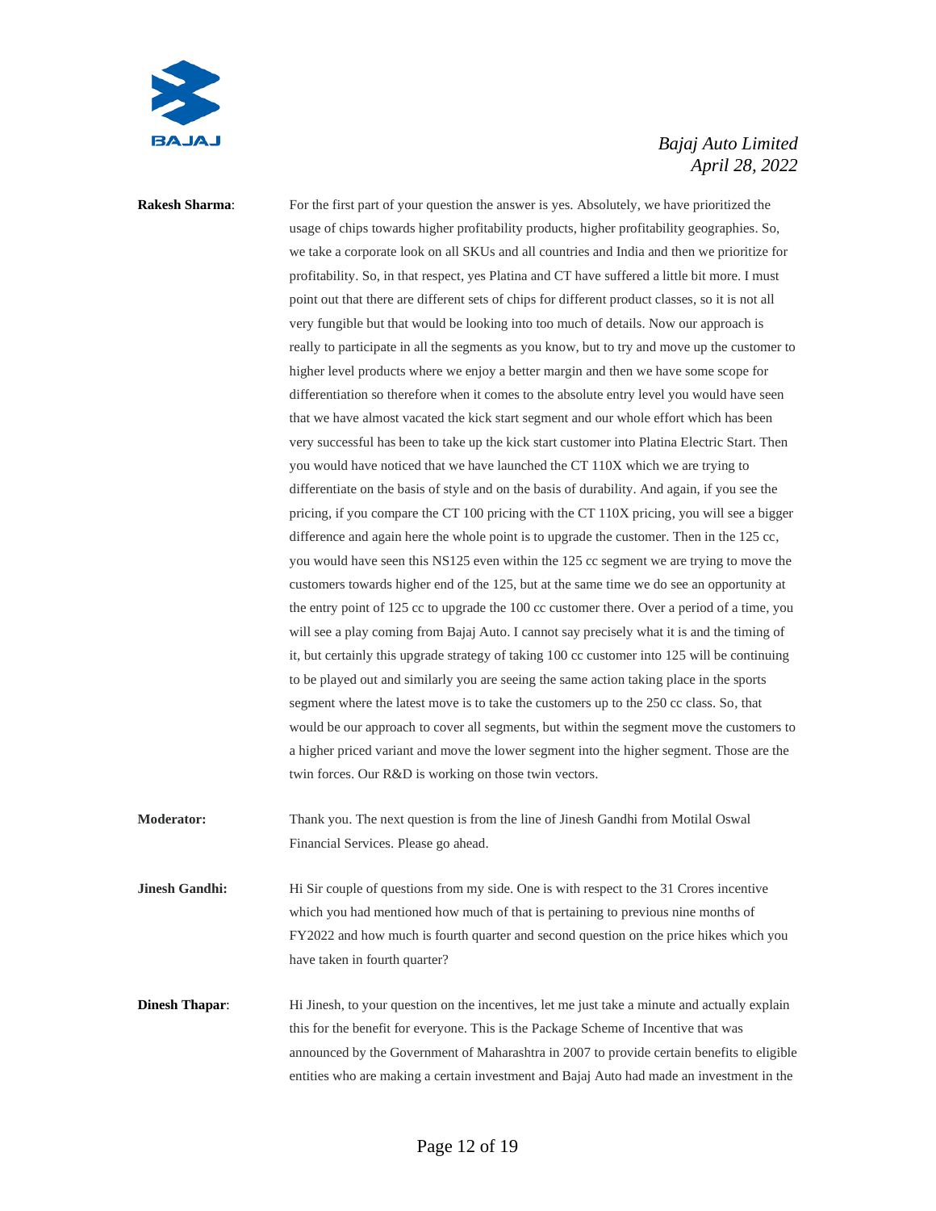**Rakesh Sharma**: For the first part of your question the answer is yes. Absolutely, we have prioritized the usage of chips towards higher profitability products, higher profitability geographies. So, we take a corporate look on all SKUs and all countries and India and then we prioritize for profitability. So, in that respect, yes Platina and CT have suffered a little bit more. I must point out that there are different sets of chips for different product classes, so it is not all very fungible but that would be looking into too much of details. Now our approach is really to participate in all the segments as you know, but to try and move up the customer to higher level products where we enjoy a better margin and then we have some scope for differentiation so therefore when it comes to the absolute entry level you would have seen that we have almost vacated the kick start segment and our whole effort which has been very successful has been to take up the kick start customer into Platina Electric Start. Then you would have noticed that we have launched the CT 110X which we are trying to differentiate on the basis of style and on the basis of durability. And again, if you see the pricing, if you compare the CT 100 pricing with the CT 110X pricing, you will see a bigger difference and again here the whole point is to upgrade the customer. Then in the 125 cc, you would have seen this NS125 even within the 125 cc segment we are trying to move the customers towards higher end of the 125, but at the same time we do see an opportunity at the entry point of 125 cc to upgrade the 100 cc customer there. Over a period of a time, you will see a play coming from Bajaj Auto. I cannot say precisely what it is and the timing of it, but certainly this upgrade strategy of taking 100 cc customer into 125 will be continuing to be played out and similarly you are seeing the same action taking place in the sports segment where the latest move is to take the customers up to the 250 cc class. So, that would be our approach to cover all segments, but within the segment move the customers to a higher priced variant and move the lower segment into the higher segment. Those are the twin forces. Our R&D is working on those twin vectors.

**Moderator:** Thank you. The next question is from the line of Jinesh Gandhi from Motilal Oswal Financial Services. Please go ahead.

**Jinesh Gandhi:** Hi Sir couple of questions from my side. One is with respect to the 31 Crores incentive which you had mentioned how much of that is pertaining to previous nine months of FY2022 and how much is fourth quarter and second question on the price hikes which you have taken in fourth quarter?

**Dinesh Thapar**: Hi Jinesh, to your question on the incentives, let me just take a minute and actually explain this for the benefit for everyone. This is the Package Scheme of Incentive that was announced by the Government of Maharashtra in 2007 to provide certain benefits to eligible entities who are making a certain investment and Bajaj Auto had made an investment in the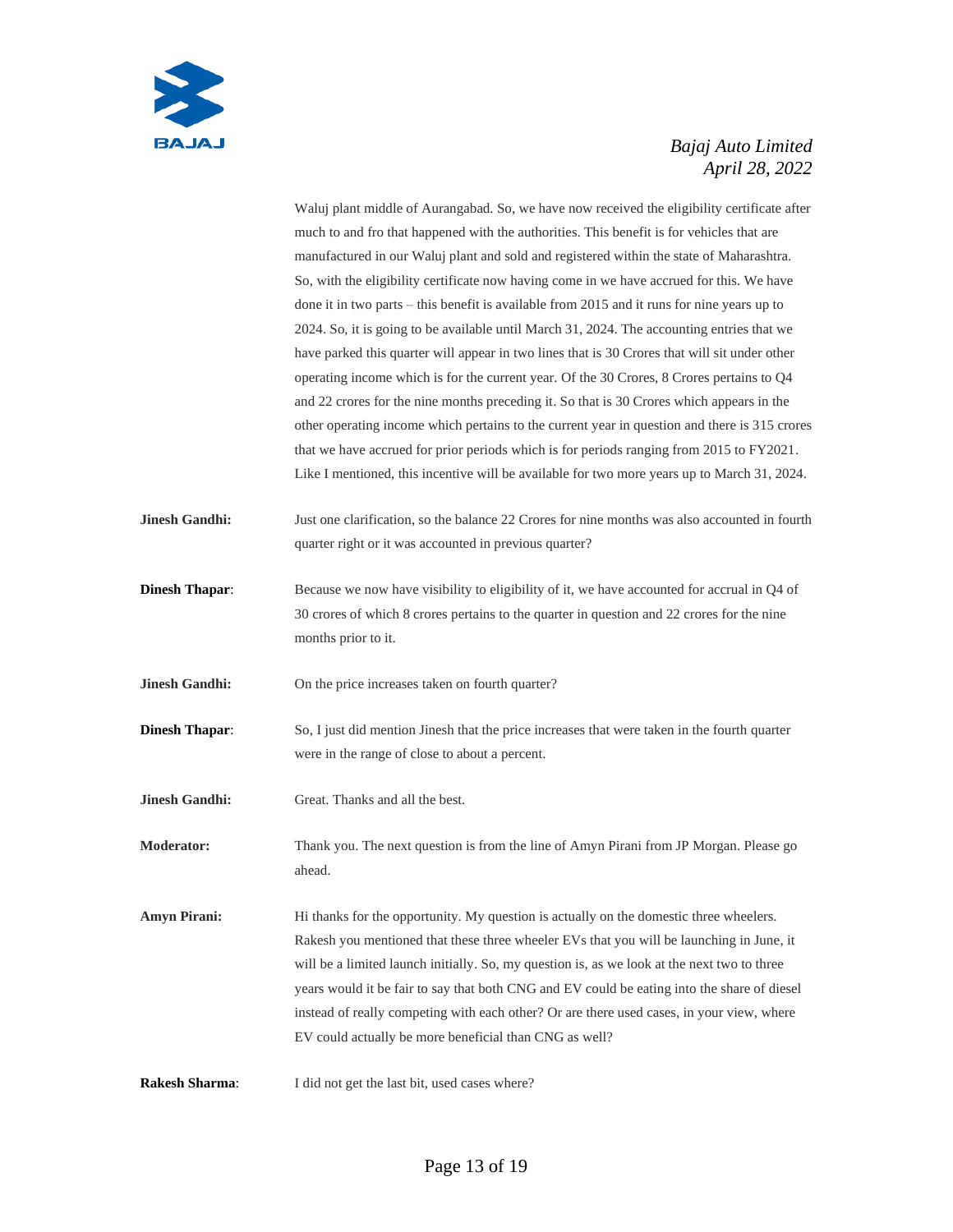Waluj plant middle of Aurangabad. So, we have now received the eligibility certificate after much to and fro that happened with the authorities. This benefit is for vehicles that are manufactured in our Waluj plant and sold and registered within the state of Maharashtra. So, with the eligibility certificate now having come in we have accrued for this. We have done it in two parts – this benefit is available from 2015 and it runs for nine years up to 2024. So, it is going to be available until March 31, 2024. The accounting entries that we have parked this quarter will appear in two lines that is 30 Crores that will sit under other operating income which is for the current year. Of the 30 Crores, 8 Crores pertains to Q4 and 22 crores for the nine months preceding it. So that is 30 Crores which appears in the other operating income which pertains to the current year in question and there is 315 crores that we have accrued for prior periods which is for periods ranging from 2015 to FY2021. Like I mentioned, this incentive will be available for two more years up to March 31, 2024.

**Jinesh Gandhi:** Just one clarification, so the balance 22 Crores for nine months was also accounted in fourth quarter right or it was accounted in previous quarter?

**Dinesh Thapar**: Because we now have visibility to eligibility of it, we have accounted for accrual in Q4 of 30 crores of which 8 crores pertains to the quarter in question and 22 crores for the nine months prior to it.

**Jinesh Gandhi:** On the price increases taken on fourth quarter?

**Dinesh Thapar**: So, I just did mention Jinesh that the price increases that were taken in the fourth quarter were in the range of close to about a percent.

**Jinesh Gandhi:** Great. Thanks and all the best.

**Moderator:** Thank you. The next question is from the line of Amyn Pirani from JP Morgan. Please go ahead.

**Amyn Pirani:** Hi thanks for the opportunity. My question is actually on the domestic three wheelers. Rakesh you mentioned that these three wheeler EVs that you will be launching in June, it will be a limited launch initially. So, my question is, as we look at the next two to three years would it be fair to say that both CNG and EV could be eating into the share of diesel instead of really competing with each other? Or are there used cases, in your view, where EV could actually be more beneficial than CNG as well?

**Rakesh Sharma**: I did not get the last bit, used cases where?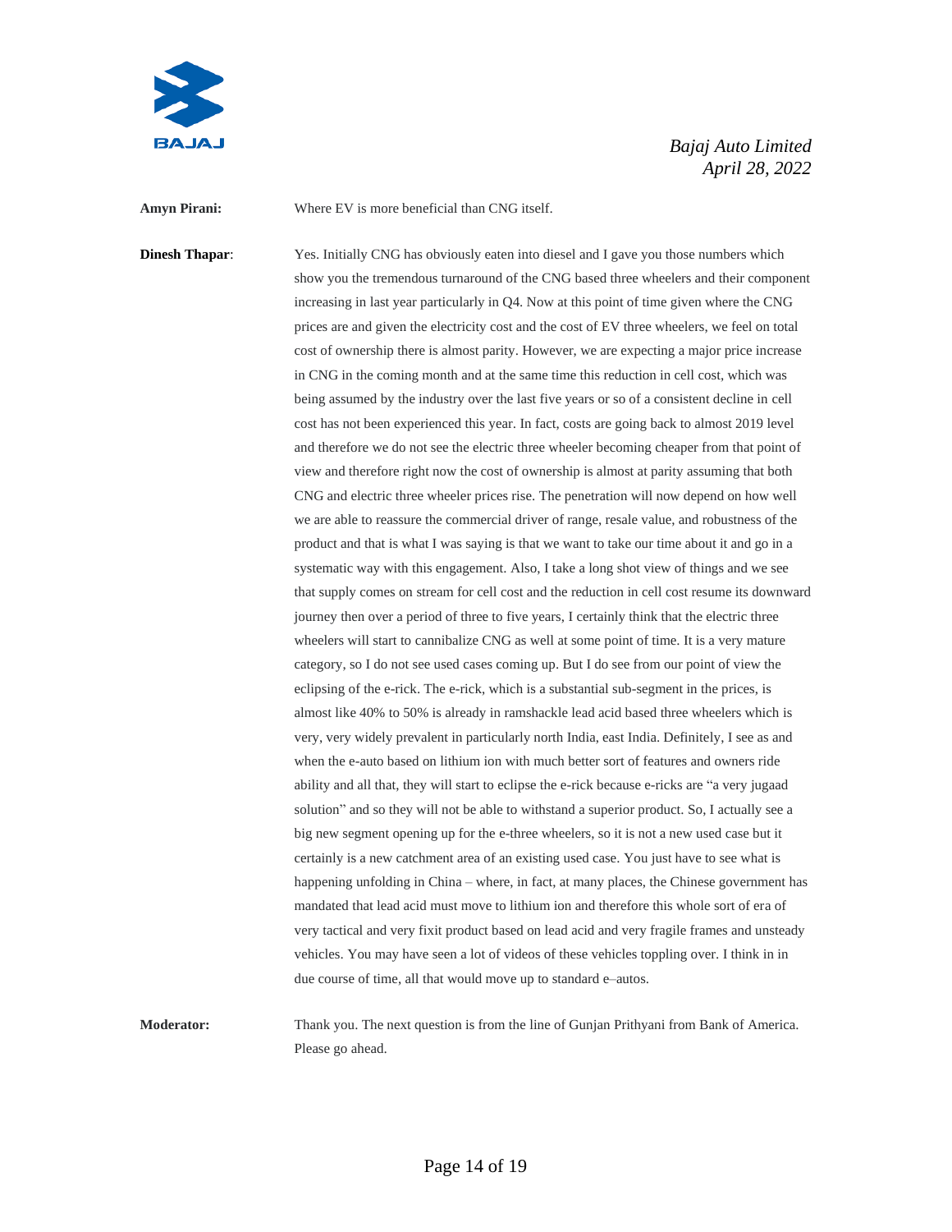**Amyn Pirani:** Where EV is more beneficial than CNG itself.

**Dinesh Thapar**: Yes. Initially CNG has obviously eaten into diesel and I gave you those numbers which show you the tremendous turnaround of the CNG based three wheelers and their component increasing in last year particularly in Q4. Now at this point of time given where the CNG prices are and given the electricity cost and the cost of EV three wheelers, we feel on total cost of ownership there is almost parity. However, we are expecting a major price increase in CNG in the coming month and at the same time this reduction in cell cost, which was being assumed by the industry over the last five years or so of a consistent decline in cell cost has not been experienced this year. In fact, costs are going back to almost 2019 level and therefore we do not see the electric three wheeler becoming cheaper from that point of view and therefore right now the cost of ownership is almost at parity assuming that both CNG and electric three wheeler prices rise. The penetration will now depend on how well we are able to reassure the commercial driver of range, resale value, and robustness of the product and that is what I was saying is that we want to take our time about it and go in a systematic way with this engagement. Also, I take a long shot view of things and we see that supply comes on stream for cell cost and the reduction in cell cost resume its downward journey then over a period of three to five years, I certainly think that the electric three wheelers will start to cannibalize CNG as well at some point of time. It is a very mature category, so I do not see used cases coming up. But I do see from our point of view the eclipsing of the e-rick. The e-rick, which is a substantial sub-segment in the prices, is almost like 40% to 50% is already in ramshackle lead acid based three wheelers which is very, very widely prevalent in particularly north India, east India. Definitely, I see as and when the e-auto based on lithium ion with much better sort of features and owners ride ability and all that, they will start to eclipse the e-rick because e-ricks are "a very jugaad solution" and so they will not be able to withstand a superior product. So, I actually see a big new segment opening up for the e-three wheelers, so it is not a new used case but it certainly is a new catchment area of an existing used case. You just have to see what is happening unfolding in China – where, in fact, at many places, the Chinese government has mandated that lead acid must move to lithium ion and therefore this whole sort of era of very tactical and very fixit product based on lead acid and very fragile frames and unsteady vehicles. You may have seen a lot of videos of these vehicles toppling over. I think in in due course of time, all that would move up to standard e–autos.

**Moderator:** Thank you. The next question is from the line of Gunjan Prithyani from Bank of America. Please go ahead.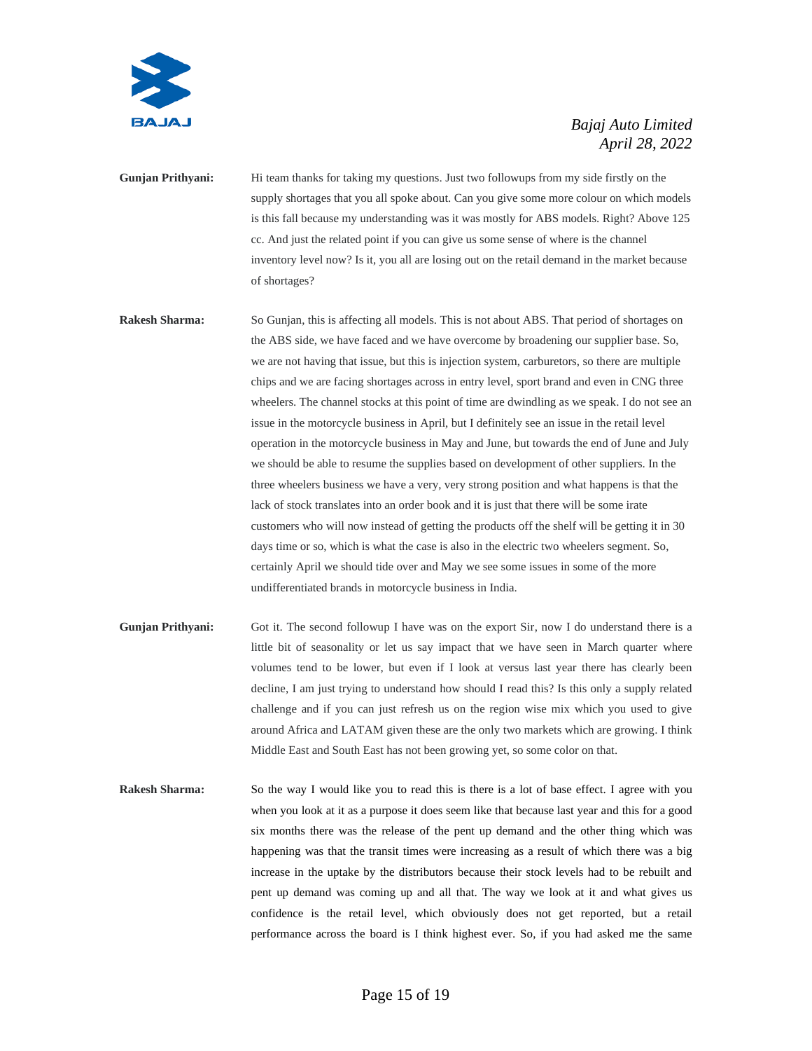**Gunjan Prithyani:** Hi team thanks for taking my questions. Just two followups from my side firstly on the supply shortages that you all spoke about. Can you give some more colour on which models is this fall because my understanding was it was mostly for ABS models. Right? Above 125 cc. And just the related point if you can give us some sense of where is the channel inventory level now? Is it, you all are losing out on the retail demand in the market because of shortages?

**Rakesh Sharma:** So Gunjan, this is affecting all models. This is not about ABS. That period of shortages on the ABS side, we have faced and we have overcome by broadening our supplier base. So, we are not having that issue, but this is injection system, carburetors, so there are multiple chips and we are facing shortages across in entry level, sport brand and even in CNG three wheelers. The channel stocks at this point of time are dwindling as we speak. I do not see an issue in the motorcycle business in April, but I definitely see an issue in the retail level operation in the motorcycle business in May and June, but towards the end of June and July we should be able to resume the supplies based on development of other suppliers. In the three wheelers business we have a very, very strong position and what happens is that the lack of stock translates into an order book and it is just that there will be some irate customers who will now instead of getting the products off the shelf will be getting it in 30 days time or so, which is what the case is also in the electric two wheelers segment. So, certainly April we should tide over and May we see some issues in some of the more undifferentiated brands in motorcycle business in India.

**Gunjan Prithyani:** Got it. The second followup I have was on the export Sir, now I do understand there is a little bit of seasonality or let us say impact that we have seen in March quarter where volumes tend to be lower, but even if I look at versus last year there has clearly been decline, I am just trying to understand how should I read this? Is this only a supply related challenge and if you can just refresh us on the region wise mix which you used to give around Africa and LATAM given these are the only two markets which are growing. I think Middle East and South East has not been growing yet, so some color on that.

**Rakesh Sharma:** So the way I would like you to read this is there is a lot of base effect. I agree with you when you look at it as a purpose it does seem like that because last year and this for a good six months there was the release of the pent up demand and the other thing which was happening was that the transit times were increasing as a result of which there was a big increase in the uptake by the distributors because their stock levels had to be rebuilt and pent up demand was coming up and all that. The way we look at it and what gives us confidence is the retail level, which obviously does not get reported, but a retail performance across the board is I think highest ever. So, if you had asked me the same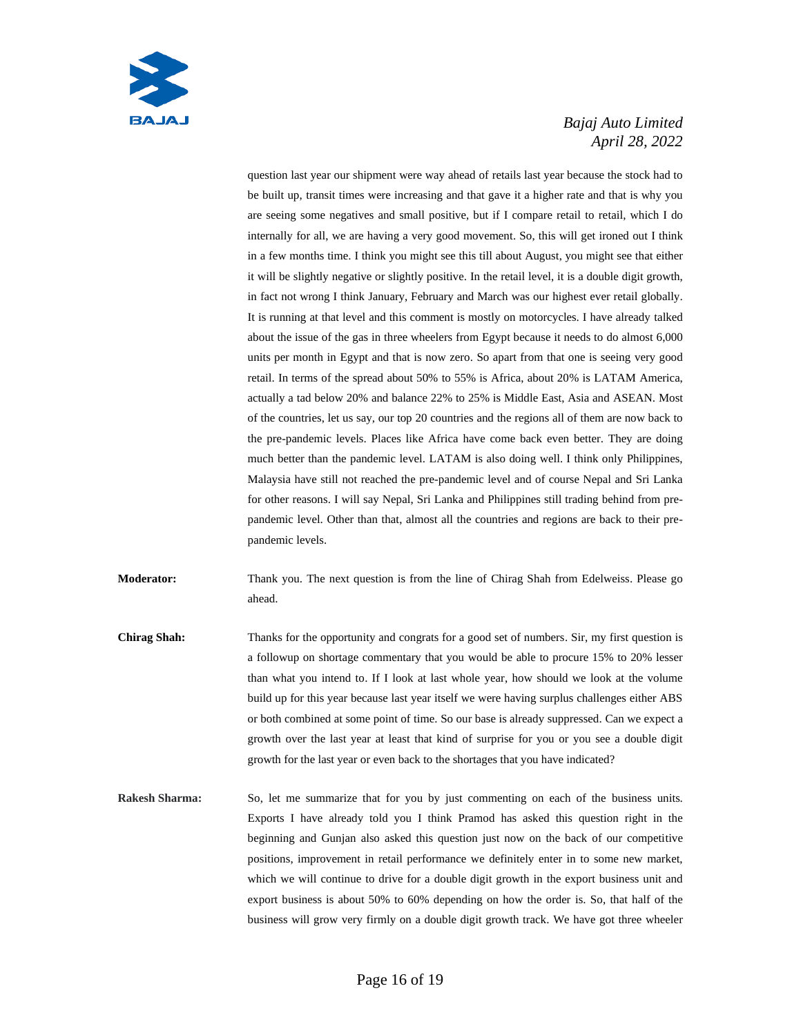question last year our shipment were way ahead of retails last year because the stock had to be built up, transit times were increasing and that gave it a higher rate and that is why you are seeing some negatives and small positive, but if I compare retail to retail, which I do internally for all, we are having a very good movement. So, this will get ironed out I think in a few months time. I think you might see this till about August, you might see that either it will be slightly negative or slightly positive. In the retail level, it is a double digit growth, in fact not wrong I think January, February and March was our highest ever retail globally. It is running at that level and this comment is mostly on motorcycles. I have already talked about the issue of the gas in three wheelers from Egypt because it needs to do almost 6,000 units per month in Egypt and that is now zero. So apart from that one is seeing very good retail. In terms of the spread about 50% to 55% is Africa, about 20% is LATAM America, actually a tad below 20% and balance 22% to 25% is Middle East, Asia and ASEAN. Most of the countries, let us say, our top 20 countries and the regions all of them are now back to the pre-pandemic levels. Places like Africa have come back even better. They are doing much better than the pandemic level. LATAM is also doing well. I think only Philippines, Malaysia have still not reached the pre-pandemic level and of course Nepal and Sri Lanka for other reasons. I will say Nepal, Sri Lanka and Philippines still trading behind from pre-pandemic level. Other than that, almost all the countries and regions are back to their pre-pandemic levels.

**Moderator:** Thank you. The next question is from the line of Chirag Shah from Edelweiss. Please go ahead.

**Chirag Shah:** Thanks for the opportunity and congrats for a good set of numbers. Sir, my first question is a followup on shortage commentary that you would be able to procure 15% to 20% lesser than what you intend to. If I look at last whole year, how should we look at the volume build up for this year because last year itself we were having surplus challenges either ABS or both combined at some point of time. So our base is already suppressed. Can we expect a growth over the last year at least that kind of surprise for you or you see a double digit growth for the last year or even back to the shortages that you have indicated?

**Rakesh Sharma:** So, let me summarize that for you by just commenting on each of the business units. Exports I have already told you I think Pramod has asked this question right in the beginning and Gunjan also asked this question just now on the back of our competitive positions, improvement in retail performance we definitely enter in to some new market, which we will continue to drive for a double digit growth in the export business unit and export business is about 50% to 60% depending on how the order is. So, that half of the business will grow very firmly on a double digit growth track. We have got three wheeler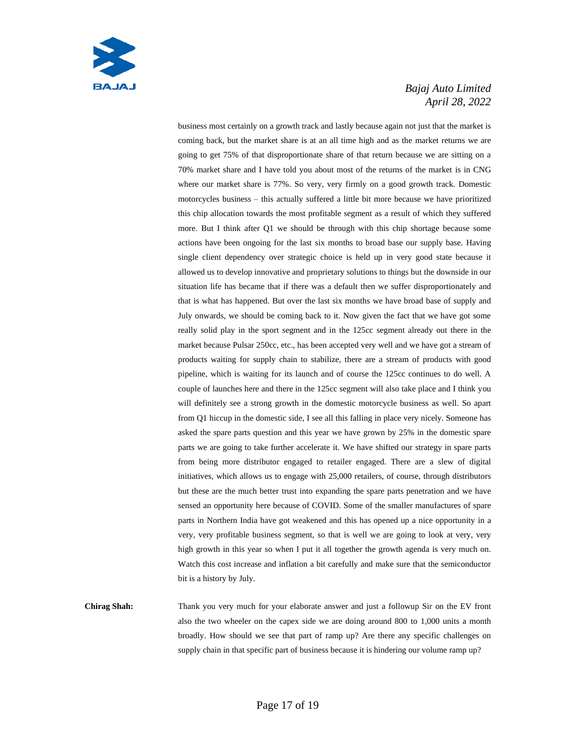business most certainly on a growth track and lastly because again not just that the market is coming back, but the market share is at an all time high and as the market returns we are going to get 75% of that disproportionate share of that return because we are sitting on a 70% market share and I have told you about most of the returns of the market is in CNG where our market share is 77%. So very, very firmly on a good growth track. Domestic motorcycles business – this actually suffered a little bit more because we have prioritized this chip allocation towards the most profitable segment as a result of which they suffered more. But I think after Q1 we should be through with this chip shortage because some actions have been ongoing for the last six months to broad base our supply base. Having single client dependency over strategic choice is held up in very good state because it allowed us to develop innovative and proprietary solutions to things but the downside in our situation life has became that if there was a default then we suffer disproportionately and that is what has happened. But over the last six months we have broad base of supply and July onwards, we should be coming back to it. Now given the fact that we have got some really solid play in the sport segment and in the 125cc segment already out there in the market because Pulsar 250cc, etc., has been accepted very well and we have got a stream of products waiting for supply chain to stabilize, there are a stream of products with good pipeline, which is waiting for its launch and of course the 125cc continues to do well. A couple of launches here and there in the 125cc segment will also take place and I think you will definitely see a strong growth in the domestic motorcycle business as well. So apart from Q1 hiccup in the domestic side, I see all this falling in place very nicely. Someone has asked the spare parts question and this year we have grown by 25% in the domestic spare parts we are going to take further accelerate it. We have shifted our strategy in spare parts from being more distributor engaged to retailer engaged. There are a slew of digital initiatives, which allows us to engage with 25,000 retailers, of course, through distributors but these are the much better trust into expanding the spare parts penetration and we have sensed an opportunity here because of COVID. Some of the smaller manufactures of spare parts in Northern India have got weakened and this has opened up a nice opportunity in a very, very profitable business segment, so that is well we are going to look at very, very high growth in this year so when I put it all together the growth agenda is very much on. Watch this cost increase and inflation a bit carefully and make sure that the semiconductor bit is a history by July.

**Chirag Shah:** Thank you very much for your elaborate answer and just a followup Sir on the EV front also the two wheeler on the capex side we are doing around 800 to 1,000 units a month broadly. How should we see that part of ramp up? Are there any specific challenges on supply chain in that specific part of business because it is hindering our volume ramp up?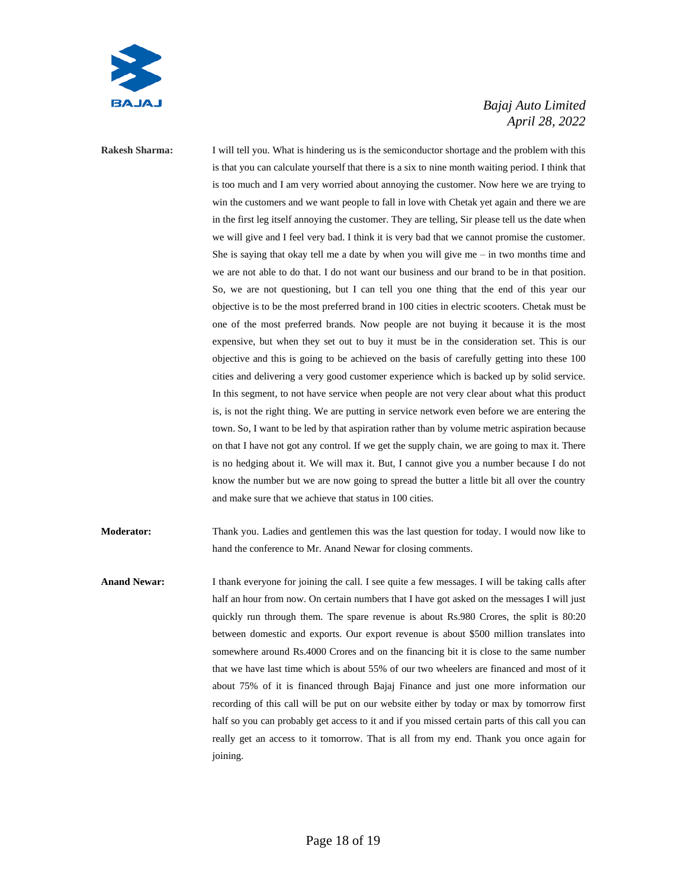**Rakesh Sharma:** I will tell you. What is hindering us is the semiconductor shortage and the problem with this is that you can calculate yourself that there is a six to nine month waiting period. I think that is too much and I am very worried about annoying the customer. Now here we are trying to win the customers and we want people to fall in love with Chetak yet again and there we are in the first leg itself annoying the customer. They are telling, Sir please tell us the date when we will give and I feel very bad. I think it is very bad that we cannot promise the customer. She is saying that okay tell me a date by when you will give me – in two months time and we are not able to do that. I do not want our business and our brand to be in that position. So, we are not questioning, but I can tell you one thing that the end of this year our objective is to be the most preferred brand in 100 cities in electric scooters. Chetak must be one of the most preferred brands. Now people are not buying it because it is the most expensive, but when they set out to buy it must be in the consideration set. This is our objective and this is going to be achieved on the basis of carefully getting into these 100 cities and delivering a very good customer experience which is backed up by solid service. In this segment, to not have service when people are not very clear about what this product is, is not the right thing. We are putting in service network even before we are entering the town. So, I want to be led by that aspiration rather than by volume metric aspiration because on that I have not got any control. If we get the supply chain, we are going to max it. There is no hedging about it. We will max it. But, I cannot give you a number because I do not know the number but we are now going to spread the butter a little bit all over the country and make sure that we achieve that status in 100 cities.

**Moderator:** Thank you. Ladies and gentlemen this was the last question for today. I would now like to hand the conference to Mr. Anand Newar for closing comments.

**Anand Newar:** I thank everyone for joining the call. I see quite a few messages. I will be taking calls after half an hour from now. On certain numbers that I have got asked on the messages I will just quickly run through them. The spare revenue is about Rs.980 Crores, the split is 80:20 between domestic and exports. Our export revenue is about $500 million translates into somewhere around Rs.4000 Crores and on the financing bit it is close to the same number that we have last time which is about 55% of our two wheelers are financed and most of it about 75% of it is financed through Bajaj Finance and just one more information our recording of this call will be put on our website either by today or max by tomorrow first half so you can probably get access to it and if you missed certain parts of this call you can really get an access to it tomorrow. That is all from my end. Thank you once again for joining.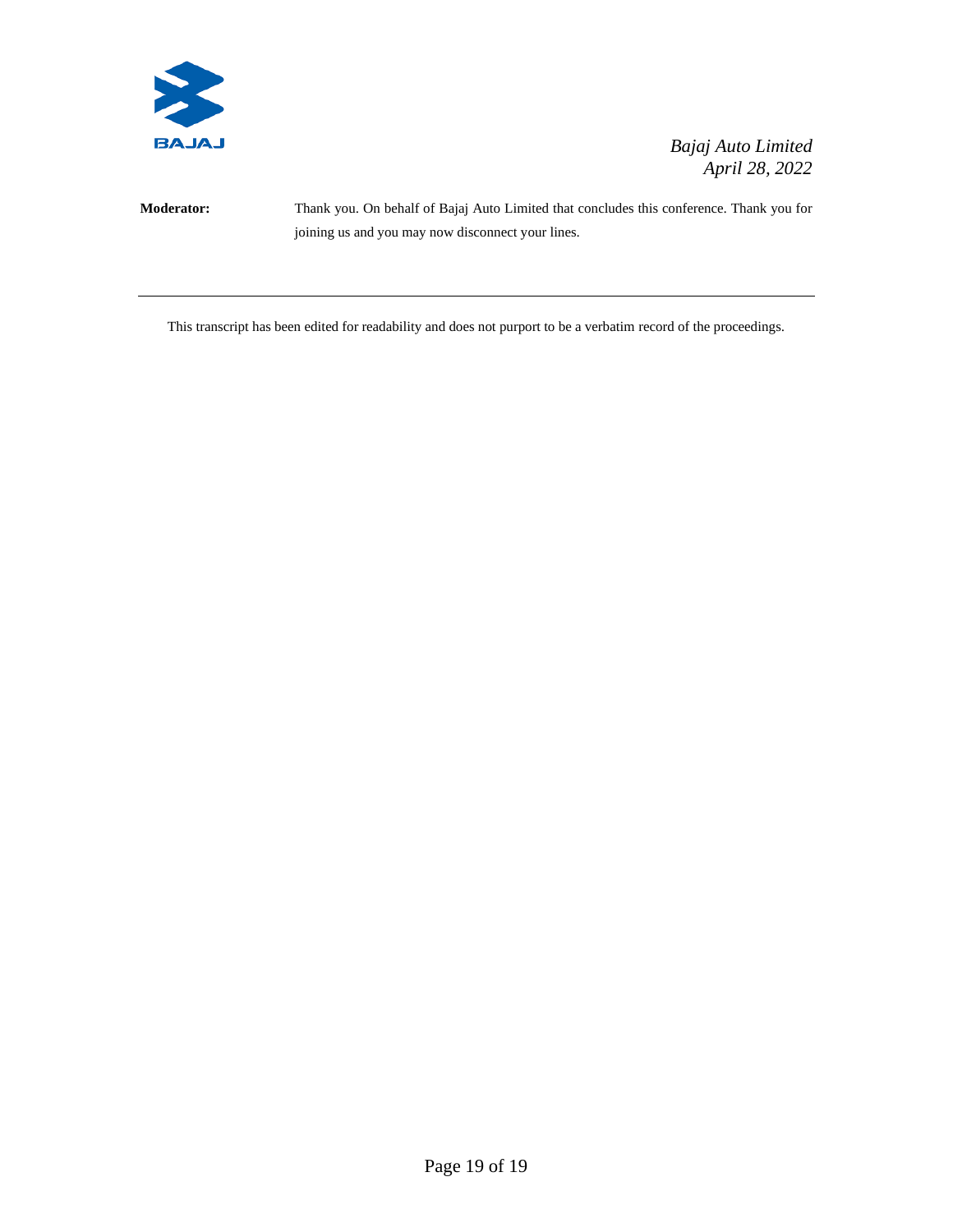**Moderator:** Thank you. On behalf of Bajaj Auto Limited that concludes this conference. Thank you for joining us and you may now disconnect your lines.

---

This transcript has been edited for readability and does not purport to be a verbatim record of the proceedings.